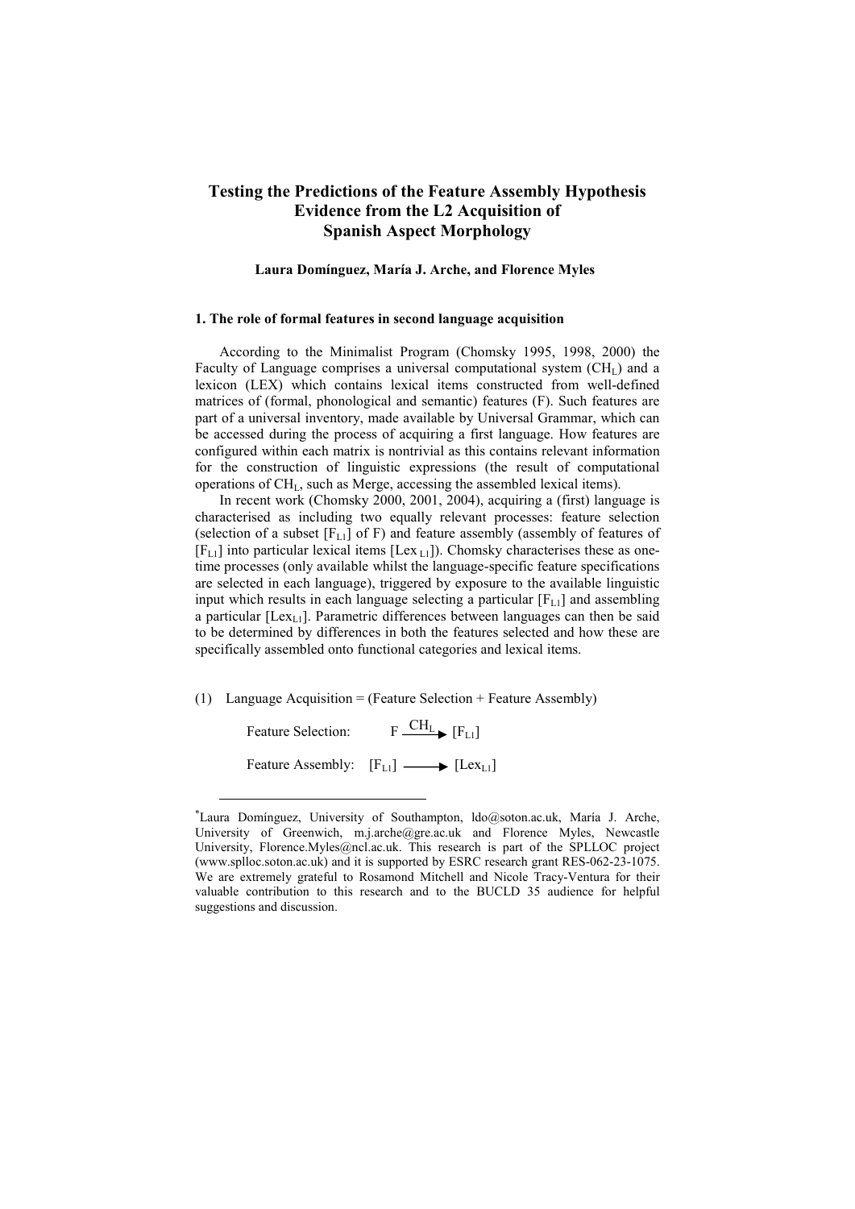# Testing the Predictions of the Feature Assembly Hypothesis Evidence from the L2 Acquisition of Spanish Aspect Morphology

**Laura Domínguez, María J. Arche, and Florence Myles**

## 1. The role of formal features in second language acquisition

According to the Minimalist Program (Chomsky 1995, 1998, 2000) the Faculty of Language comprises a universal computational system ($CH_L$) and a lexicon (LEX) which contains lexical items constructed from well-defined matrices of (formal, phonological and semantic) features (F). Such features are part of a universal inventory, made available by Universal Grammar, which can be accessed during the process of acquiring a first language. How features are configured within each matrix is nontrivial as this contains relevant information for the construction of linguistic expressions (the result of computational operations of $CH_L$, such as Merge, accessing the assembled lexical items).

In recent work (Chomsky 2000, 2001, 2004), acquiring a (first) language is characterised as including two equally relevant processes: feature selection (selection of a subset $[F_{L1}]$ of F) and feature assembly (assembly of features of $[F_{L1}]$ into particular lexical items $[Lex_{L1}]$). Chomsky characterises these as one-time processes (only available whilst the language-specific feature specifications are selected in each language), triggered by exposure to the available linguistic input which results in each language selecting a particular $[F_{L1}]$ and assembling a particular $[Lex_{L1}]$. Parametric differences between languages can then be said to be determined by differences in both the features selected and how these are specifically assembled onto functional categories and lexical items.

(1) Language Acquisition = (Feature Selection + Feature Assembly)

Feature Selection: $F \xrightarrow{CH_L} [F_{L1}]$

Feature Assembly: $[F_{L1}] \longrightarrow [Lex_{L1}]$

---

*Laura Domínguez, University of Southampton, ldo@soton.ac.uk, María J. Arche, University of Greenwich, m.j.arche@gre.ac.uk and Florence Myles, Newcastle University, Florence.Myles@ncl.ac.uk. This research is part of the SPLLOC project (www.splloc.soton.ac.uk) and it is supported by ESRC research grant RES-062-23-1075. We are extremely grateful to Rosamond Mitchell and Nicole Tracy-Ventura for their valuable contribution to this research and to the BUCLD 35 audience for helpful suggestions and discussion.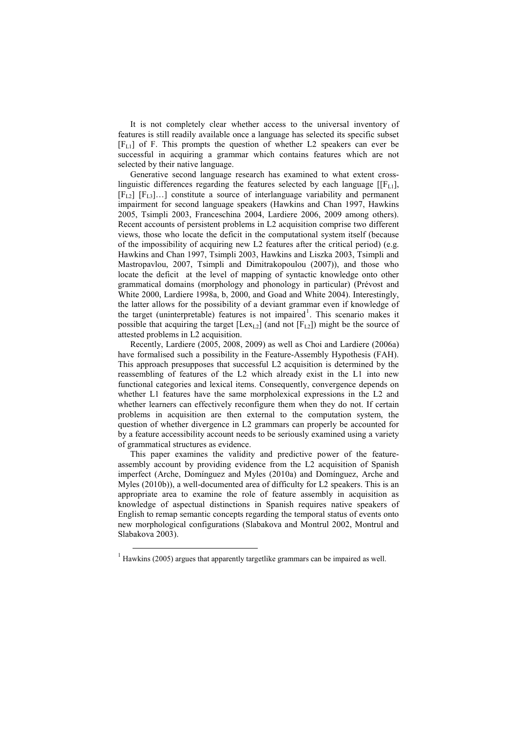It is not completely clear whether access to the universal inventory of features is still readily available once a language has selected its specific subset $[F_{L1}]$ of F. This prompts the question of whether L2 speakers can ever be successful in acquiring a grammar which contains features which are not selected by their native language.

Generative second language research has examined to what extent cross-linguistic differences regarding the features selected by each language $[[F_{L1}], [F_{L2}]\ [F_{L3}]\ldots]$ constitute a source of interlanguage variability and permanent impairment for second language speakers (Hawkins and Chan 1997, Hawkins 2005, Tsimpli 2003, Franceschina 2004, Lardiere 2006, 2009 among others). Recent accounts of persistent problems in L2 acquisition comprise two different views, those who locate the deficit in the computational system itself (because of the impossibility of acquiring new L2 features after the critical period) (e.g. Hawkins and Chan 1997, Tsimpli 2003, Hawkins and Liszka 2003, Tsimpli and Mastropavlou, 2007, Tsimpli and Dimitrakopoulou (2007)), and those who locate the deficit at the level of mapping of syntactic knowledge onto other grammatical domains (morphology and phonology in particular) (Prévost and White 2000, Lardiere 1998a, b, 2000, and Goad and White 2004). Interestingly, the latter allows for the possibility of a deviant grammar even if knowledge of the target (uninterpretable) features is not impaired[1]. This scenario makes it possible that acquiring the target $[Lex_{L2}]$ (and not $[F_{L2}]$) might be the source of attested problems in L2 acquisition.

Recently, Lardiere (2005, 2008, 2009) as well as Choi and Lardiere (2006a) have formalised such a possibility in the Feature-Assembly Hypothesis (FAH). This approach presupposes that successful L2 acquisition is determined by the reassembling of features of the L2 which already exist in the L1 into new functional categories and lexical items. Consequently, convergence depends on whether L1 features have the same morpholexical expressions in the L2 and whether learners can effectively reconfigure them when they do not. If certain problems in acquisition are then external to the computation system, the question of whether divergence in L2 grammars can properly be accounted for by a feature accessibility account needs to be seriously examined using a variety of grammatical structures as evidence.

This paper examines the validity and predictive power of the feature-assembly account by providing evidence from the L2 acquisition of Spanish imperfect (Arche, Domínguez and Myles (2010a) and Domínguez, Arche and Myles (2010b)), a well-documented area of difficulty for L2 speakers. This is an appropriate area to examine the role of feature assembly in acquisition as knowledge of aspectual distinctions in Spanish requires native speakers of English to remap semantic concepts regarding the temporal status of events onto new morphological configurations (Slabakova and Montrul 2002, Montrul and Slabakova 2003).

[1] Hawkins (2005) argues that apparently targetlike grammars can be impaired as well.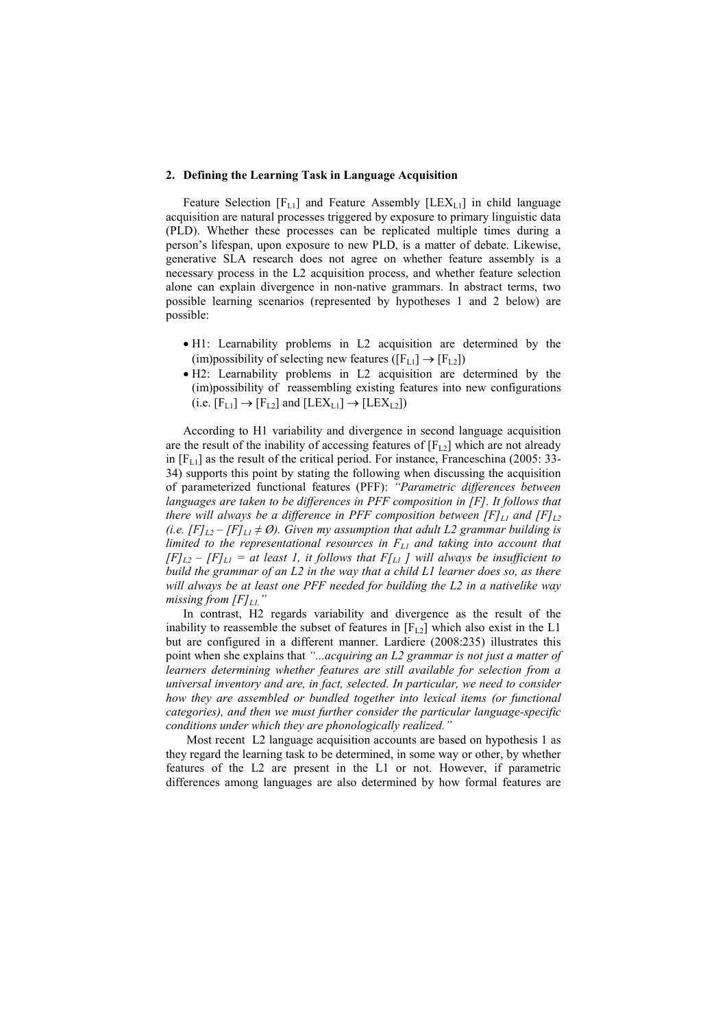## 2. Defining the Learning Task in Language Acquisition

Feature Selection $[F_{L1}]$ and Feature Assembly $[LEX_{L1}]$ in child language acquisition are natural processes triggered by exposure to primary linguistic data (PLD). Whether these processes can be replicated multiple times during a person's lifespan, upon exposure to new PLD, is a matter of debate. Likewise, generative SLA research does not agree on whether feature assembly is a necessary process in the L2 acquisition process, and whether feature selection alone can explain divergence in non-native grammars. In abstract terms, two possible learning scenarios (represented by hypotheses 1 and 2 below) are possible:

- H1: Learnability problems in L2 acquisition are determined by the (im)possibility of selecting new features ($[F_{L1}] \rightarrow [F_{L2}]$)
- H2: Learnability problems in L2 acquisition are determined by the (im)possibility of reassembling existing features into new configurations (i.e. $[F_{L1}] \rightarrow [F_{L2}]$ and $[LEX_{L1}] \rightarrow [LEX_{L2}]$)

According to H1 variability and divergence in second language acquisition are the result of the inability of accessing features of $[F_{L2}]$ which are not already in $[F_{L1}]$ as the result of the critical period. For instance, Franceschina (2005: 33-34) supports this point by stating the following when discussing the acquisition of parameterized functional features (PFF): *"Parametric differences between languages are taken to be differences in PFF composition in [F]. It follows that there will always be a difference in PFF composition between $[F]_{L1}$ and $[F]_{L2}$ (i.e. $[F]_{L2} - [F]_{L1} \neq \emptyset$). Given my assumption that adult L2 grammar building is limited to the representational resources in $F_{L1}$ and taking into account that $[F]_{L2} - [F]_{L1}$ = at least 1, it follows that $F[_{L1}]$ will always be insufficient to build the grammar of an L2 in the way that a child L1 learner does so, as there will always be at least one PFF needed for building the L2 in a nativelike way missing from $[F]_{L1}$."*

In contrast, H2 regards variability and divergence as the result of the inability to reassemble the subset of features in $[F_{L2}]$ which also exist in the L1 but are configured in a different manner. Lardiere (2008:235) illustrates this point when she explains that *"...acquiring an L2 grammar is not just a matter of learners determining whether features are still available for selection from a universal inventory and are, in fact, selected. In particular, we need to consider how they are assembled or bundled together into lexical items (or functional categories), and then we must further consider the particular language-specific conditions under which they are phonologically realized."*

Most recent L2 language acquisition accounts are based on hypothesis 1 as they regard the learning task to be determined, in some way or other, by whether features of the L2 are present in the L1 or not. However, if parametric differences among languages are also determined by how formal features are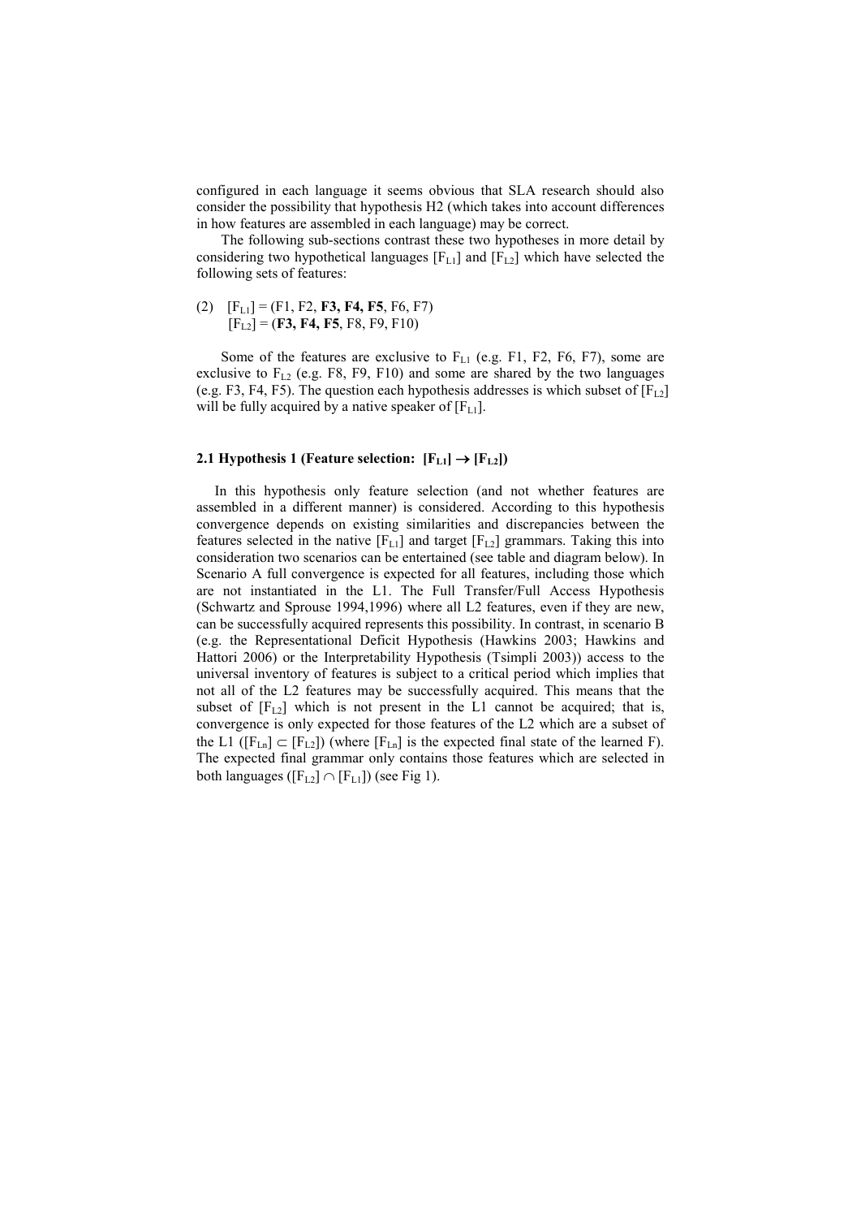configured in each language it seems obvious that SLA research should also consider the possibility that hypothesis H2 (which takes into account differences in how features are assembled in each language) may be correct.

The following sub-sections contrast these two hypotheses in more detail by considering two hypothetical languages $[F_{L1}]$ and $[F_{L2}]$ which have selected the following sets of features:

(2) $[F_{L1}]$ = (F1, F2, **F3, F4, F5**, F6, F7)
$[F_{L2}]$ = (**F3, F4, F5**, F8, F9, F10)

Some of the features are exclusive to $F_{L1}$ (e.g. F1, F2, F6, F7), some are exclusive to $F_{L2}$ (e.g. F8, F9, F10) and some are shared by the two languages (e.g. F3, F4, F5). The question each hypothesis addresses is which subset of $[F_{L2}]$ will be fully acquired by a native speaker of $[F_{L1}]$.

### 2.1 Hypothesis 1 (Feature selection: $[F_{L1}] \rightarrow [F_{L2}]$)

In this hypothesis only feature selection (and not whether features are assembled in a different manner) is considered. According to this hypothesis convergence depends on existing similarities and discrepancies between the features selected in the native $[F_{L1}]$ and target $[F_{L2}]$ grammars. Taking this into consideration two scenarios can be entertained (see table and diagram below). In Scenario A full convergence is expected for all features, including those which are not instantiated in the L1. The Full Transfer/Full Access Hypothesis (Schwartz and Sprouse 1994,1996) where all L2 features, even if they are new, can be successfully acquired represents this possibility. In contrast, in scenario B (e.g. the Representational Deficit Hypothesis (Hawkins 2003; Hawkins and Hattori 2006) or the Interpretability Hypothesis (Tsimpli 2003)) access to the universal inventory of features is subject to a critical period which implies that not all of the L2 features may be successfully acquired. This means that the subset of $[F_{L2}]$ which is not present in the L1 cannot be acquired; that is, convergence is only expected for those features of the L2 which are a subset of the L1 ($[F_{Ln}] \subset [F_{L2}]$) (where $[F_{Ln}]$ is the expected final state of the learned F). The expected final grammar only contains those features which are selected in both languages ($[F_{L2}] \cap [F_{L1}]$) (see Fig 1).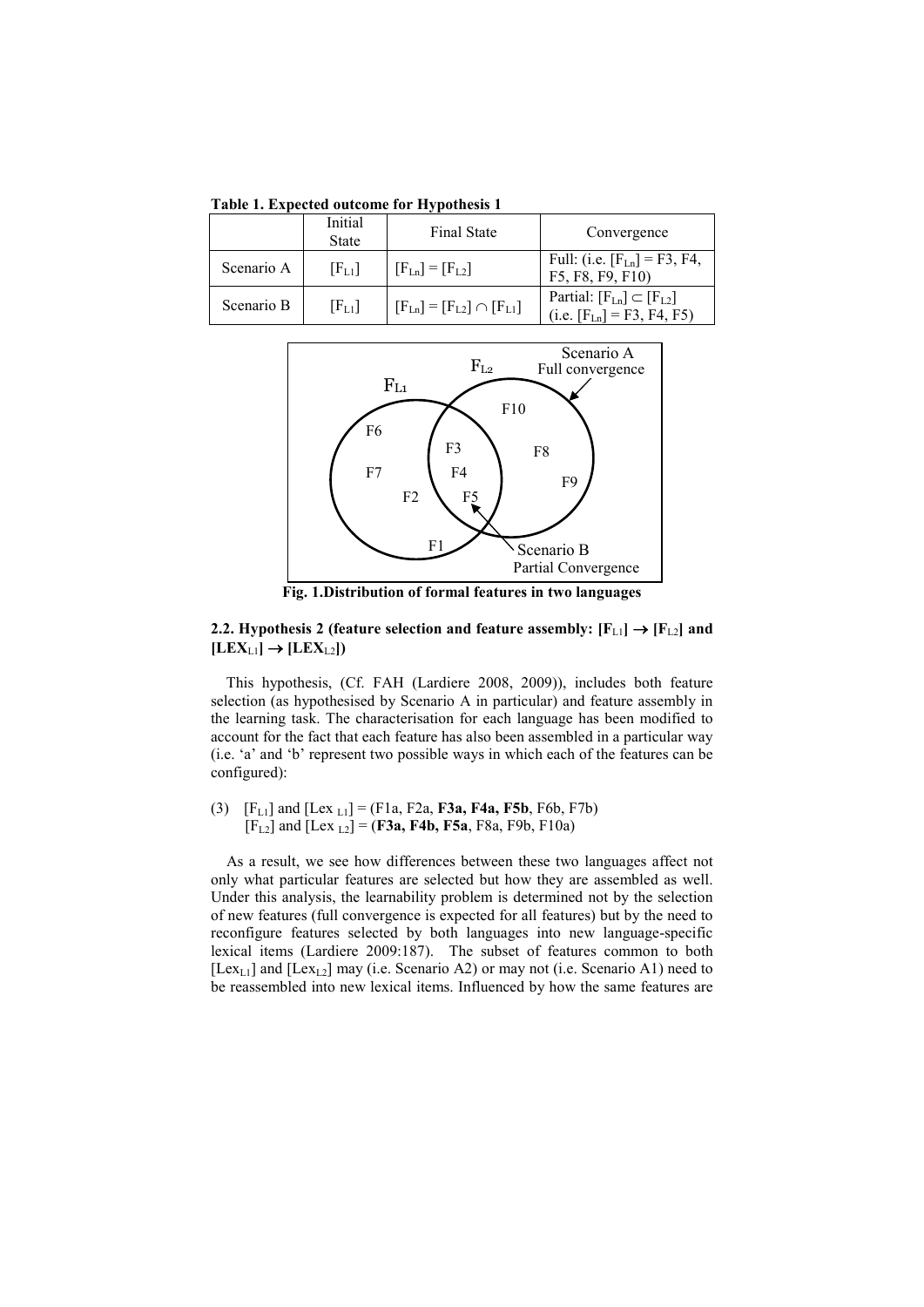**Table 1. Expected outcome for Hypothesis 1**

| | Initial State | Final State | Convergence |
|---|---|---|---|
| Scenario A | $[F_{L1}]$ | $[F_{Ln}] = [F_{L2}]$ | Full: (i.e. $[F_{Ln}]$ = F3, F4, F5, F8, F9, F10) |
| Scenario B | $[F_{L1}]$ | $[F_{Ln}] = [F_{L2}] \cap [F_{L1}]$ | Partial: $[F_{Ln}] \subset [F_{L2}]$ (i.e. $[F_{Ln}]$ = F3, F4, F5) |

**Fig. 1.Distribution of formal features in two languages**

### 2.2. Hypothesis 2 (feature selection and feature assembly: $[F_{L1}] \rightarrow [F_{L2}]$ and $[LEX_{L1}] \rightarrow [LEX_{L2}]$)

This hypothesis, (Cf. FAH (Lardiere 2008, 2009)), includes both feature selection (as hypothesised by Scenario A in particular) and feature assembly in the learning task. The characterisation for each language has been modified to account for the fact that each feature has also been assembled in a particular way (i.e. 'a' and 'b' represent two possible ways in which each of the features can be configured):

(3) $[F_{L1}]$ and $[Lex_{L1}]$ = (F1a, F2a, **F3a, F4a, F5b**, F6b, F7b)
$[F_{L2}]$ and $[Lex_{L2}]$ = (**F3a, F4b, F5a**, F8a, F9b, F10a)

As a result, we see how differences between these two languages affect not only what particular features are selected but how they are assembled as well. Under this analysis, the learnability problem is determined not by the selection of new features (full convergence is expected for all features) but by the need to reconfigure features selected by both languages into new language-specific lexical items (Lardiere 2009:187). The subset of features common to both $[Lex_{L1}]$ and $[Lex_{L2}]$ may (i.e. Scenario A2) or may not (i.e. Scenario A1) need to be reassembled into new lexical items. Influenced by how the same features are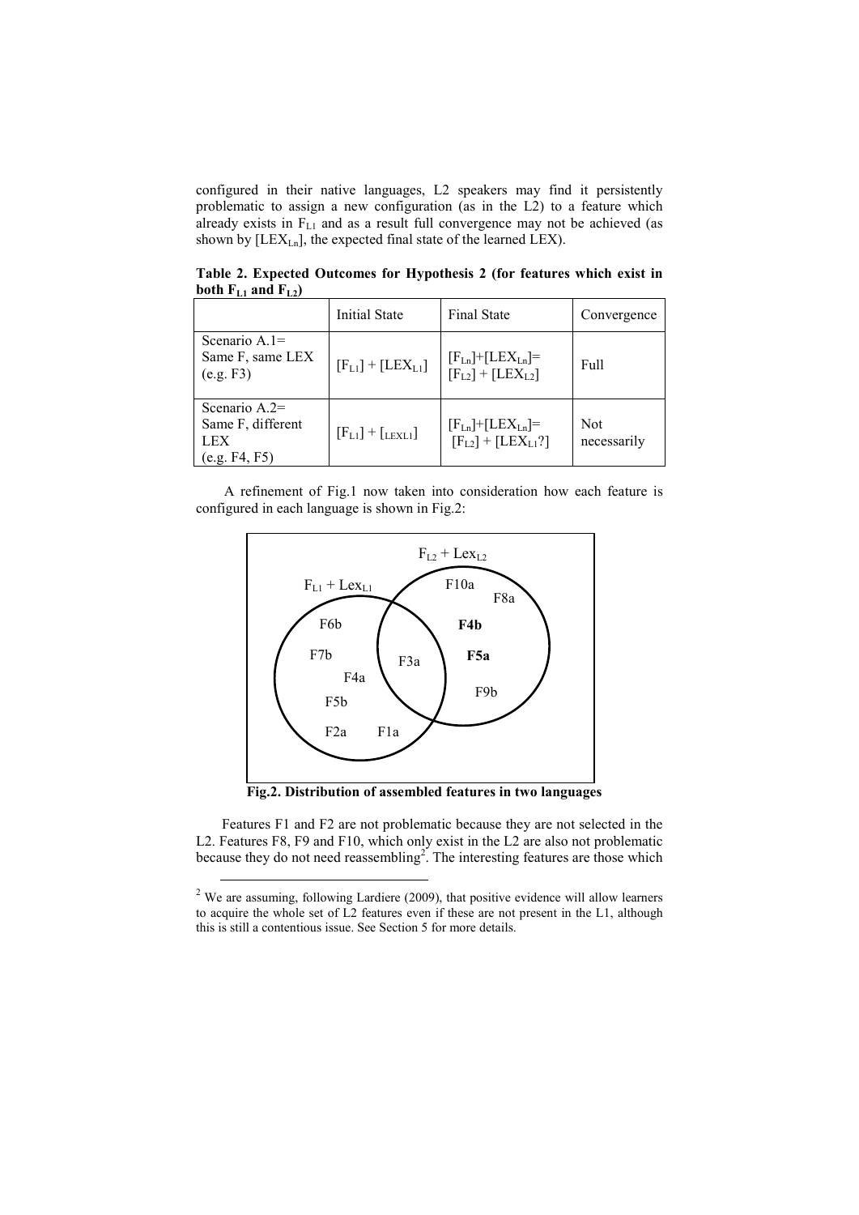configured in their native languages, L2 speakers may find it persistently problematic to assign a new configuration (as in the L2) to a feature which already exists in $F_{L1}$ and as a result full convergence may not be achieved (as shown by $[LEX_{Ln}]$, the expected final state of the learned LEX).

**Table 2. Expected Outcomes for Hypothesis 2 (for features which exist in both $F_{L1}$ and $F_{L2}$)**

| | Initial State | Final State | Convergence |
|---|---|---|---|
| Scenario A.1= Same F, same LEX (e.g. F3) | $[F_{L1}] + [LEX_{L1}]$ | $[F_{Ln}]+[LEX_{Ln}]=$ $[F_{L2}] + [LEX_{L2}]$ | Full |
| Scenario A.2= Same F, different LEX (e.g. F4, F5) | $[F_{L1}] + [_{LEXL1}]$ | $[F_{Ln}]+[LEX_{Ln}]=$ $[F_{L2}] + [LEX_{L1}?]$ | Not necessarily |

A refinement of Fig.1 now taken into consideration how each feature is configured in each language is shown in Fig.2:

**Fig.2. Distribution of assembled features in two languages**

Features F1 and F2 are not problematic because they are not selected in the L2. Features F8, F9 and F10, which only exist in the L2 are also not problematic because they do not need reassembling[2]. The interesting features are those which

[2] We are assuming, following Lardiere (2009), that positive evidence will allow learners to acquire the whole set of L2 features even if these are not present in the L1, although this is still a contentious issue. See Section 5 for more details.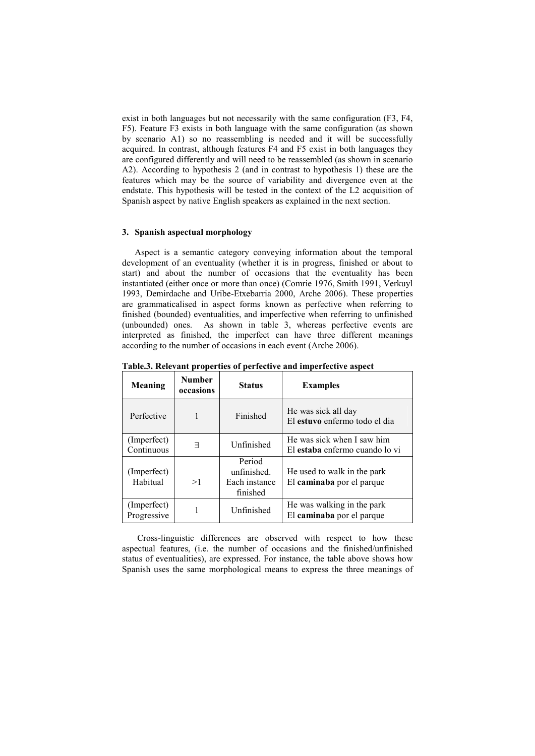exist in both languages but not necessarily with the same configuration (F3, F4, F5). Feature F3 exists in both language with the same configuration (as shown by scenario A1) so no reassembling is needed and it will be successfully acquired. In contrast, although features F4 and F5 exist in both languages they are configured differently and will need to be reassembled (as shown in scenario A2). According to hypothesis 2 (and in contrast to hypothesis 1) these are the features which may be the source of variability and divergence even at the endstate. This hypothesis will be tested in the context of the L2 acquisition of Spanish aspect by native English speakers as explained in the next section.

## 3. Spanish aspectual morphology

Aspect is a semantic category conveying information about the temporal development of an eventuality (whether it is in progress, finished or about to start) and about the number of occasions that the eventuality has been instantiated (either once or more than once) (Comrie 1976, Smith 1991, Verkuyl 1993, Demirdache and Uribe-Etxebarria 2000, Arche 2006). These properties are grammaticalised in aspect forms known as perfective when referring to finished (bounded) eventualities, and imperfective when referring to unfinished (unbounded) ones. As shown in table 3, whereas perfective events are interpreted as finished, the imperfect can have three different meanings according to the number of occasions in each event (Arche 2006).

**Table.3. Relevant properties of perfective and imperfective aspect**

| Meaning | Number occasions | Status | Examples |
|---|---|---|---|
| Perfective | 1 | Finished | He was sick all day<br>El **estuvo** enfermo todo el dia |
| (Imperfect) Continuous | ∃ | Unfinished | He was sick when I saw him<br>El **estaba** enfermo cuando lo vi |
| (Imperfect) Habitual | >1 | Period unfinished. Each instance finished | He used to walk in the park<br>El **caminaba** por el parque |
| (Imperfect) Progressive | 1 | Unfinished | He was walking in the park<br>El **caminaba** por el parque |

Cross-linguistic differences are observed with respect to how these aspectual features, (i.e. the number of occasions and the finished/unfinished status of eventualities), are expressed. For instance, the table above shows how Spanish uses the same morphological means to express the three meanings of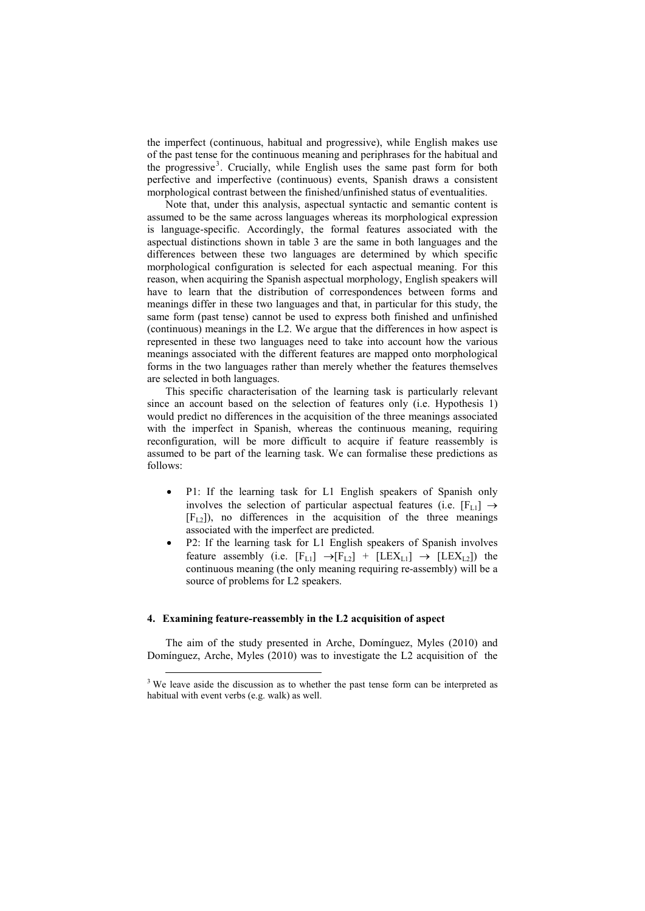the imperfect (continuous, habitual and progressive), while English makes use of the past tense for the continuous meaning and periphrases for the habitual and the progressive[3]. Crucially, while English uses the same past form for both perfective and imperfective (continuous) events, Spanish draws a consistent morphological contrast between the finished/unfinished status of eventualities.

Note that, under this analysis, aspectual syntactic and semantic content is assumed to be the same across languages whereas its morphological expression is language-specific. Accordingly, the formal features associated with the aspectual distinctions shown in table 3 are the same in both languages and the differences between these two languages are determined by which specific morphological configuration is selected for each aspectual meaning. For this reason, when acquiring the Spanish aspectual morphology, English speakers will have to learn that the distribution of correspondences between forms and meanings differ in these two languages and that, in particular for this study, the same form (past tense) cannot be used to express both finished and unfinished (continuous) meanings in the L2. We argue that the differences in how aspect is represented in these two languages need to take into account how the various meanings associated with the different features are mapped onto morphological forms in the two languages rather than merely whether the features themselves are selected in both languages.

This specific characterisation of the learning task is particularly relevant since an account based on the selection of features only (i.e. Hypothesis 1) would predict no differences in the acquisition of the three meanings associated with the imperfect in Spanish, whereas the continuous meaning, requiring reconfiguration, will be more difficult to acquire if feature reassembly is assumed to be part of the learning task. We can formalise these predictions as follows:

- P1: If the learning task for L1 English speakers of Spanish only involves the selection of particular aspectual features (i.e. $[F_{L1}] \rightarrow [F_{L2}]$), no differences in the acquisition of the three meanings associated with the imperfect are predicted.
- P2: If the learning task for L1 English speakers of Spanish involves feature assembly (i.e. $[F_{L1}] \rightarrow [F_{L2}] + [LEX_{L1}] \rightarrow [LEX_{L2}]$) the continuous meaning (the only meaning requiring re-assembly) will be a source of problems for L2 speakers.

## 4. Examining feature-reassembly in the L2 acquisition of aspect

The aim of the study presented in Arche, Domínguez, Myles (2010) and Domínguez, Arche, Myles (2010) was to investigate the L2 acquisition of the

[3] We leave aside the discussion as to whether the past tense form can be interpreted as habitual with event verbs (e.g. walk) as well.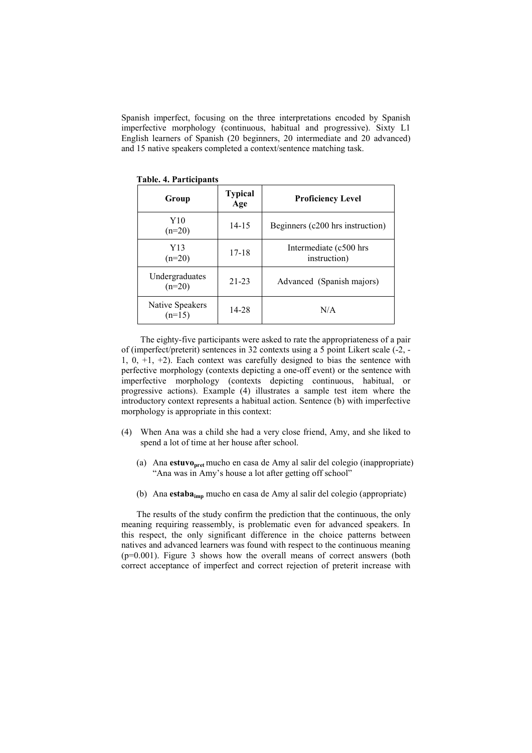Spanish imperfect, focusing on the three interpretations encoded by Spanish imperfective morphology (continuous, habitual and progressive). Sixty L1 English learners of Spanish (20 beginners, 20 intermediate and 20 advanced) and 15 native speakers completed a context/sentence matching task.

**Table. 4. Participants**

| Group | Typical Age | Proficiency Level |
|---|---|---|
| Y10 (n=20) | 14-15 | Beginners (c200 hrs instruction) |
| Y13 (n=20) | 17-18 | Intermediate (c500 hrs instruction) |
| Undergraduates (n=20) | 21-23 | Advanced (Spanish majors) |
| Native Speakers (n=15) | 14-28 | N/A |

The eighty-five participants were asked to rate the appropriateness of a pair of (imperfect/preterit) sentences in 32 contexts using a 5 point Likert scale (-2, -1, 0, +1, +2). Each context was carefully designed to bias the sentence with perfective morphology (contexts depicting a one-off event) or the sentence with imperfective morphology (contexts depicting continuous, habitual, or progressive actions). Example (4) illustrates a sample test item where the introductory context represents a habitual action. Sentence (b) with imperfective morphology is appropriate in this context:

(4) When Ana was a child she had a very close friend, Amy, and she liked to spend a lot of time at her house after school.

(a) Ana **estuvo**$_{\text{pret}}$ mucho en casa de Amy al salir del colegio (inappropriate) "Ana was in Amy's house a lot after getting off school"

(b) Ana **estaba**$_{\text{imp}}$ mucho en casa de Amy al salir del colegio (appropriate)

The results of the study confirm the prediction that the continuous, the only meaning requiring reassembly, is problematic even for advanced speakers. In this respect, the only significant difference in the choice patterns between natives and advanced learners was found with respect to the continuous meaning ($p=0.001$). Figure 3 shows how the overall means of correct answers (both correct acceptance of imperfect and correct rejection of preterit increase with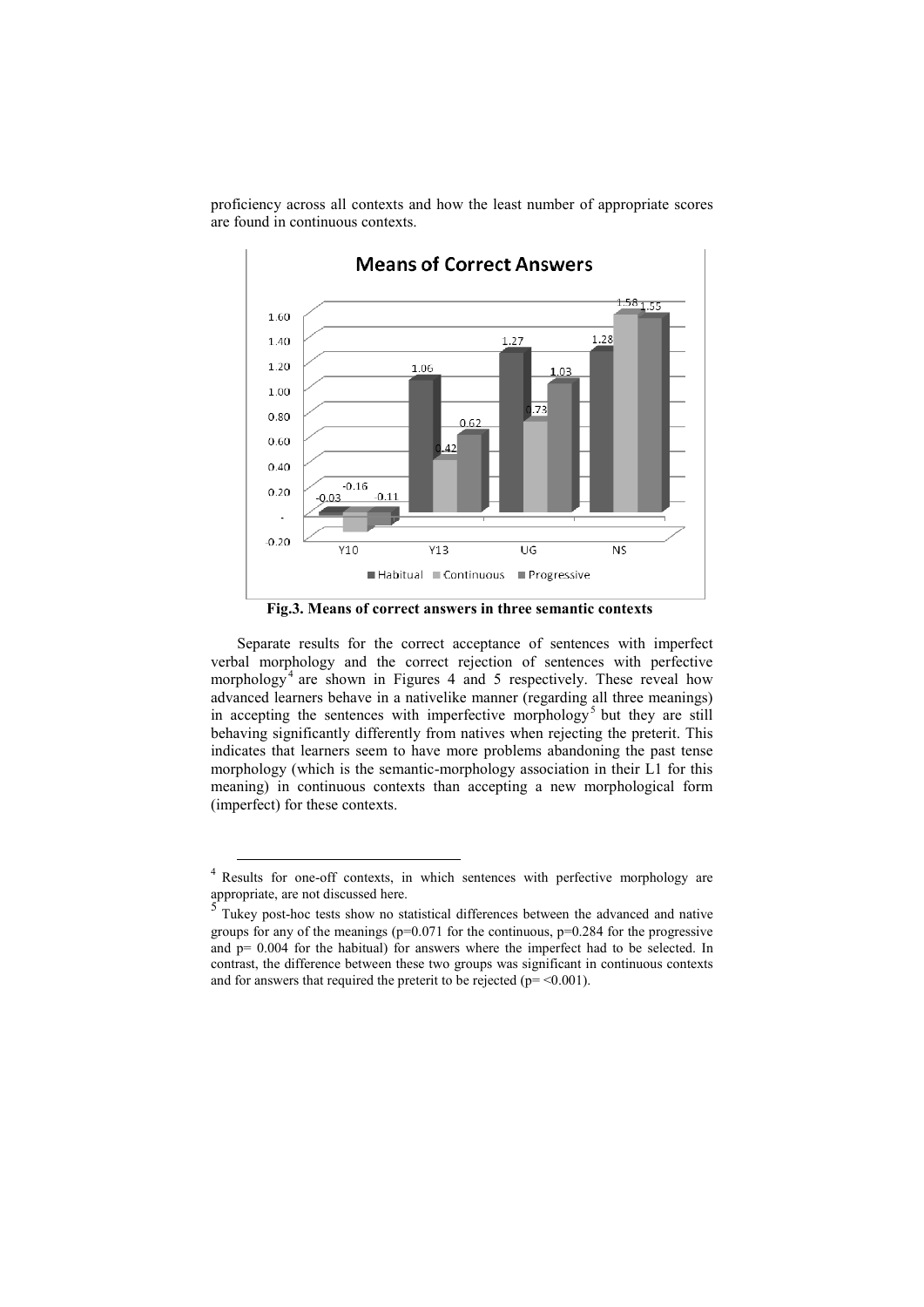proficiency across all contexts and how the least number of appropriate scores are found in continuous contexts.

**Fig.3. Means of correct answers in three semantic contexts**

Separate results for the correct acceptance of sentences with imperfect verbal morphology and the correct rejection of sentences with perfective morphology[4] are shown in Figures 4 and 5 respectively. These reveal how advanced learners behave in a nativelike manner (regarding all three meanings) in accepting the sentences with imperfective morphology[5] but they are still behaving significantly differently from natives when rejecting the preterit. This indicates that learners seem to have more problems abandoning the past tense morphology (which is the semantic-morphology association in their L1 for this meaning) in continuous contexts than accepting a new morphological form (imperfect) for these contexts.

---

[4] Results for one-off contexts, in which sentences with perfective morphology are appropriate, are not discussed here.

[5] Tukey post-hoc tests show no statistical differences between the advanced and native groups for any of the meanings ($p=0.071$ for the continuous, $p=0.284$ for the progressive and $p= 0.004$ for the habitual) for answers where the imperfect had to be selected. In contrast, the difference between these two groups was significant in continuous contexts and for answers that required the preterit to be rejected ($p= <0.001$).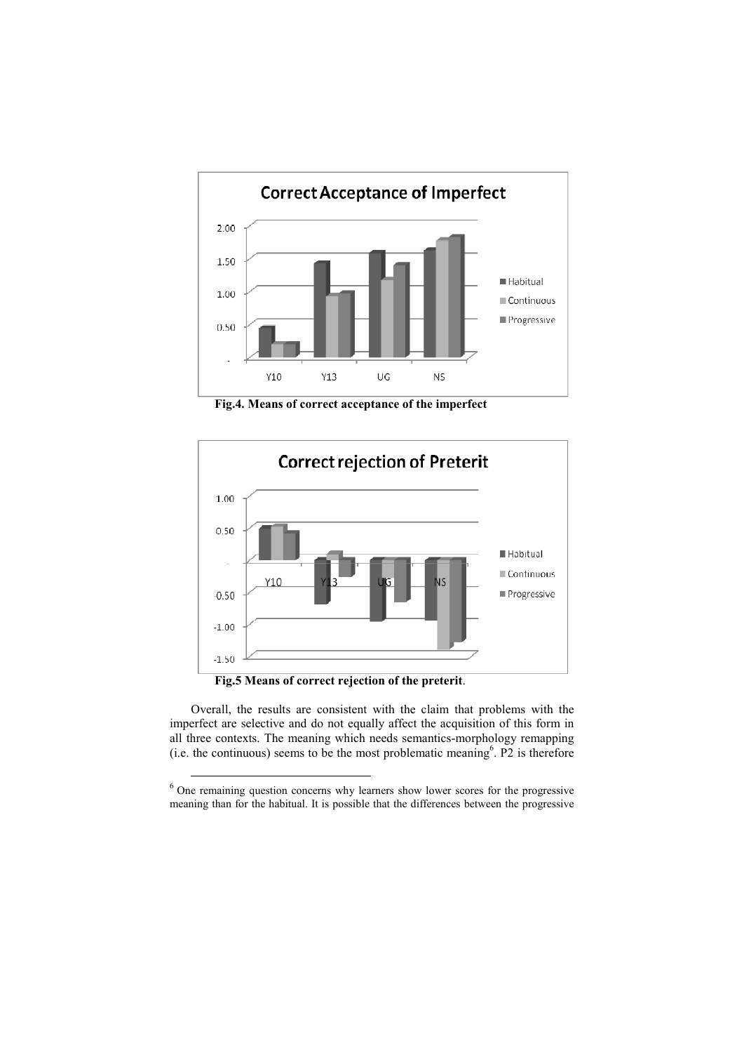**Fig.4. Means of correct acceptance of the imperfect**

**Fig.5 Means of correct rejection of the preterit**.

Overall, the results are consistent with the claim that problems with the imperfect are selective and do not equally affect the acquisition of this form in all three contexts. The meaning which needs semantics-morphology remapping (i.e. the continuous) seems to be the most problematic meaning[6]. P2 is therefore

[6] One remaining question concerns why learners show lower scores for the progressive meaning than for the habitual. It is possible that the differences between the progressive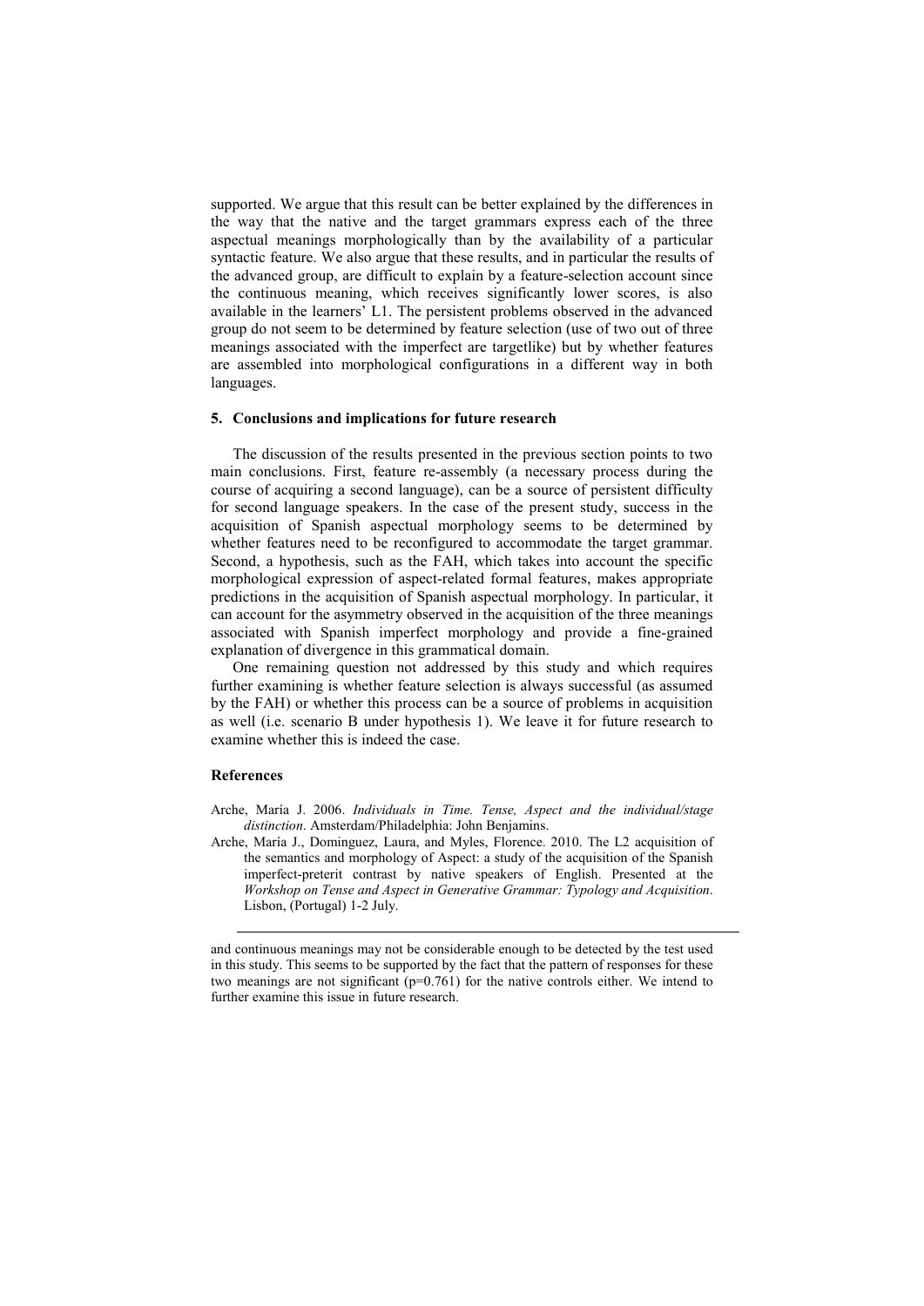supported. We argue that this result can be better explained by the differences in the way that the native and the target grammars express each of the three aspectual meanings morphologically than by the availability of a particular syntactic feature. We also argue that these results, and in particular the results of the advanced group, are difficult to explain by a feature-selection account since the continuous meaning, which receives significantly lower scores, is also available in the learners' L1. The persistent problems observed in the advanced group do not seem to be determined by feature selection (use of two out of three meanings associated with the imperfect are targetlike) but by whether features are assembled into morphological configurations in a different way in both languages.

## 5. Conclusions and implications for future research

The discussion of the results presented in the previous section points to two main conclusions. First, feature re-assembly (a necessary process during the course of acquiring a second language), can be a source of persistent difficulty for second language speakers. In the case of the present study, success in the acquisition of Spanish aspectual morphology seems to be determined by whether features need to be reconfigured to accommodate the target grammar. Second, a hypothesis, such as the FAH, which takes into account the specific morphological expression of aspect-related formal features, makes appropriate predictions in the acquisition of Spanish aspectual morphology. In particular, it can account for the asymmetry observed in the acquisition of the three meanings associated with Spanish imperfect morphology and provide a fine-grained explanation of divergence in this grammatical domain.

One remaining question not addressed by this study and which requires further examining is whether feature selection is always successful (as assumed by the FAH) or whether this process can be a source of problems in acquisition as well (i.e. scenario B under hypothesis 1). We leave it for future research to examine whether this is indeed the case.

## References

Arche, María J. 2006. *Individuals in Time. Tense, Aspect and the individual/stage distinction*. Amsterdam/Philadelphia: John Benjamins.

Arche, María J., Dominguez, Laura, and Myles, Florence. 2010. The L2 acquisition of the semantics and morphology of Aspect: a study of the acquisition of the Spanish imperfect-preterit contrast by native speakers of English. Presented at the *Workshop on Tense and Aspect in Generative Grammar: Typology and Acquisition*. Lisbon, (Portugal) 1-2 July.

---

and continuous meanings may not be considerable enough to be detected by the test used in this study. This seems to be supported by the fact that the pattern of responses for these two meanings are not significant ($p=0.761$) for the native controls either. We intend to further examine this issue in future research.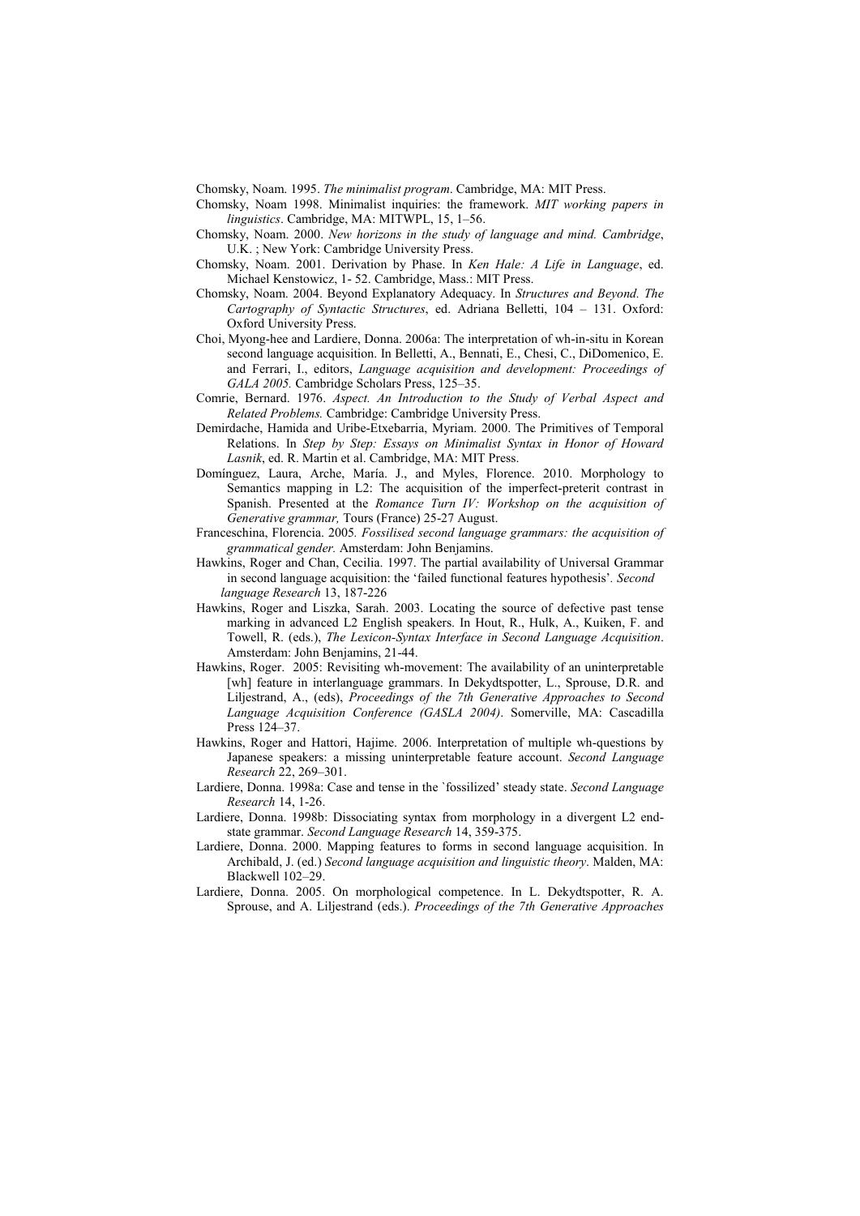Chomsky, Noam. 1995. *The minimalist program*. Cambridge, MA: MIT Press.

Chomsky, Noam 1998. Minimalist inquiries: the framework. *MIT working papers in linguistics*. Cambridge, MA: MITWPL, 15, 1–56.

Chomsky, Noam. 2000. *New horizons in the study of language and mind. Cambridge*, U.K. ; New York: Cambridge University Press.

Chomsky, Noam. 2001. Derivation by Phase. In *Ken Hale: A Life in Language*, ed. Michael Kenstowicz, 1- 52. Cambridge, Mass.: MIT Press.

Chomsky, Noam. 2004. Beyond Explanatory Adequacy. In *Structures and Beyond. The Cartography of Syntactic Structures*, ed. Adriana Belletti, 104 – 131. Oxford: Oxford University Press.

Choi, Myong-hee and Lardiere, Donna. 2006a: The interpretation of wh-in-situ in Korean second language acquisition. In Belletti, A., Bennati, E., Chesi, C., DiDomenico, E. and Ferrari, I., editors, *Language acquisition and development: Proceedings of GALA 2005.* Cambridge Scholars Press, 125–35.

Comrie, Bernard. 1976. *Aspect. An Introduction to the Study of Verbal Aspect and Related Problems.* Cambridge: Cambridge University Press.

Demirdache, Hamida and Uribe-Etxebarria, Myriam. 2000. The Primitives of Temporal Relations. In *Step by Step: Essays on Minimalist Syntax in Honor of Howard Lasnik*, ed. R. Martin et al. Cambridge, MA: MIT Press.

Domínguez, Laura, Arche, María. J., and Myles, Florence. 2010. Morphology to Semantics mapping in L2: The acquisition of the imperfect-preterit contrast in Spanish. Presented at the *Romance Turn IV: Workshop on the acquisition of Generative grammar,* Tours (France) 25-27 August.

Franceschina, Florencia. 2005*. Fossilised second language grammars: the acquisition of grammatical gender.* Amsterdam: John Benjamins.

Hawkins, Roger and Chan, Cecilia. 1997. The partial availability of Universal Grammar in second language acquisition: the 'failed functional features hypothesis'*. Second language Research* 13, 187-226

Hawkins, Roger and Liszka, Sarah. 2003. Locating the source of defective past tense marking in advanced L2 English speakers. In Hout, R., Hulk, A., Kuiken, F. and Towell, R. (eds.), *The Lexicon-Syntax Interface in Second Language Acquisition*. Amsterdam: John Benjamins, 21-44.

Hawkins, Roger. 2005: Revisiting wh-movement: The availability of an uninterpretable [wh] feature in interlanguage grammars. In Dekydtspotter, L., Sprouse, D.R. and Liljestrand, A., (eds), *Proceedings of the 7th Generative Approaches to Second Language Acquisition Conference (GASLA 2004)*. Somerville, MA: Cascadilla Press 124–37.

Hawkins, Roger and Hattori, Hajime. 2006. Interpretation of multiple wh-questions by Japanese speakers: a missing uninterpretable feature account. *Second Language Research* 22, 269–301.

Lardiere, Donna. 1998a: Case and tense in the `fossilized' steady state. *Second Language Research* 14, 1-26.

Lardiere, Donna. 1998b: Dissociating syntax from morphology in a divergent L2 end-state grammar. *Second Language Research* 14, 359-375.

Lardiere, Donna. 2000. Mapping features to forms in second language acquisition. In Archibald, J. (ed.) *Second language acquisition and linguistic theory*. Malden, MA: Blackwell 102–29.

Lardiere, Donna. 2005. On morphological competence. In L. Dekydtspotter, R. A. Sprouse, and A. Liljestrand (eds.). *Proceedings of the 7th Generative Approaches*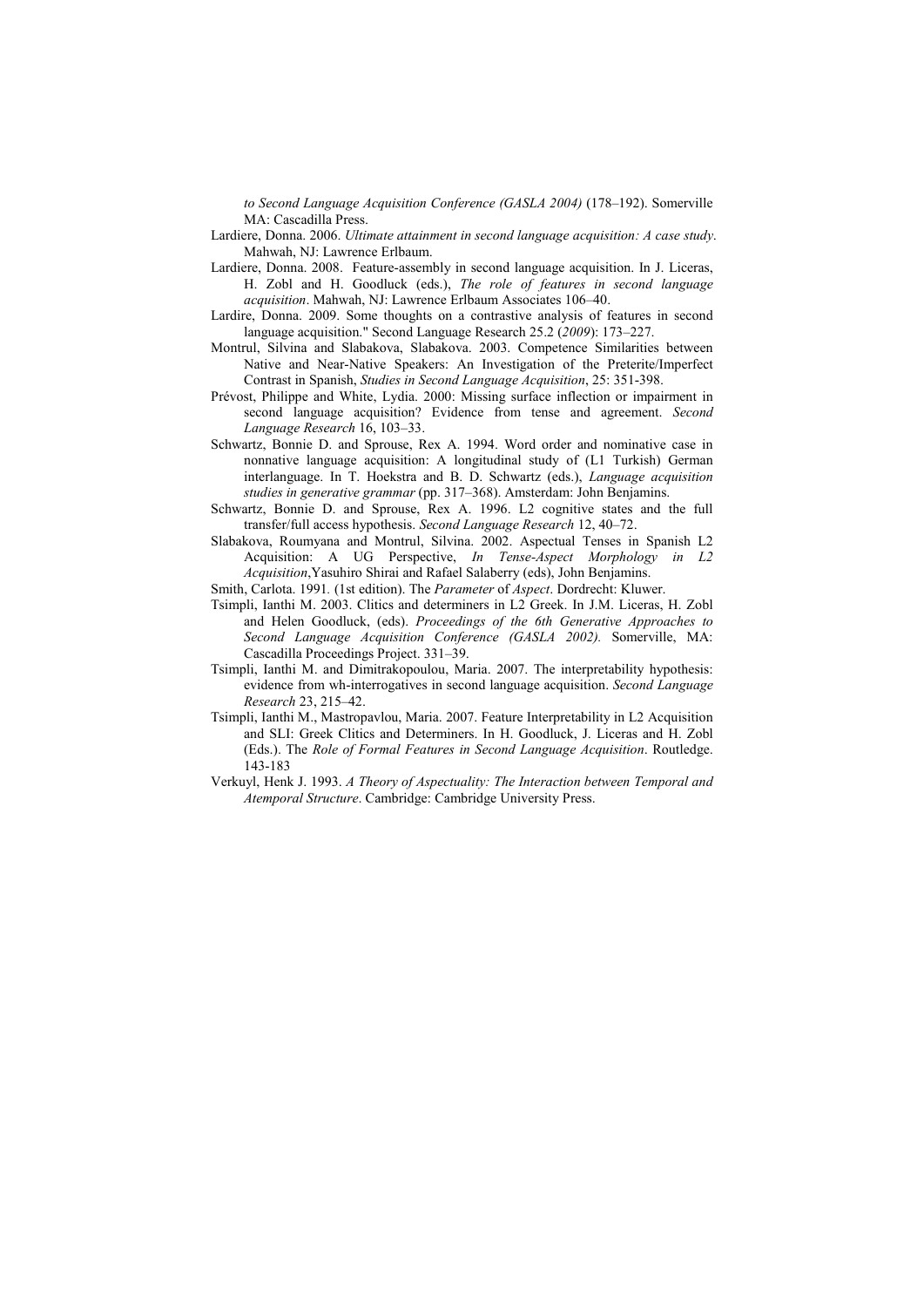*to Second Language Acquisition Conference (GASLA 2004)* (178–192). Somerville MA: Cascadilla Press.

Lardiere, Donna. 2006. *Ultimate attainment in second language acquisition: A case study*. Mahwah, NJ: Lawrence Erlbaum.

Lardiere, Donna. 2008. Feature-assembly in second language acquisition. In J. Liceras, H. Zobl and H. Goodluck (eds.), *The role of features in second language acquisition*. Mahwah, NJ: Lawrence Erlbaum Associates 106–40.

Lardire, Donna. 2009. Some thoughts on a contrastive analysis of features in second language acquisition." Second Language Research 25.2 (*2009*): 173–227.

Montrul, Silvina and Slabakova, Slabakova. 2003. Competence Similarities between Native and Near-Native Speakers: An Investigation of the Preterite/Imperfect Contrast in Spanish, *Studies in Second Language Acquisition*, 25: 351-398.

Prévost, Philippe and White, Lydia. 2000: Missing surface inflection or impairment in second language acquisition? Evidence from tense and agreement. *Second Language Research* 16, 103–33.

Schwartz, Bonnie D. and Sprouse, Rex A. 1994. Word order and nominative case in nonnative language acquisition: A longitudinal study of (L1 Turkish) German interlanguage. In T. Hoekstra and B. D. Schwartz (eds.), *Language acquisition studies in generative grammar* (pp. 317–368). Amsterdam: John Benjamins.

Schwartz, Bonnie D. and Sprouse, Rex A. 1996. L2 cognitive states and the full transfer/full access hypothesis. *Second Language Research* 12, 40–72.

Slabakova, Roumyana and Montrul, Silvina. 2002. Aspectual Tenses in Spanish L2 Acquisition: A UG Perspective, *In Tense-Aspect Morphology in L2 Acquisition*,Yasuhiro Shirai and Rafael Salaberry (eds), John Benjamins.

Smith, Carlota. 1991. (1st edition). The *Parameter* of *Aspect*. Dordrecht: Kluwer.

Tsimpli, Ianthi M. 2003. Clitics and determiners in L2 Greek. In J.M. Liceras, H. Zobl and Helen Goodluck, (eds). *Proceedings of the 6th Generative Approaches to Second Language Acquisition Conference (GASLA 2002).* Somerville, MA: Cascadilla Proceedings Project. 331–39.

Tsimpli, Ianthi M. and Dimitrakopoulou, Maria. 2007. The interpretability hypothesis: evidence from wh-interrogatives in second language acquisition. *Second Language Research* 23, 215–42.

Tsimpli, Ianthi M., Mastropavlou, Maria. 2007. Feature Interpretability in L2 Acquisition and SLI: Greek Clitics and Determiners. In H. Goodluck, J. Liceras and H. Zobl (Eds.). The *Role of Formal Features in Second Language Acquisition*. Routledge. 143-183

Verkuyl, Henk J. 1993. *A Theory of Aspectuality: The Interaction between Temporal and Atemporal Structure*. Cambridge: Cambridge University Press.